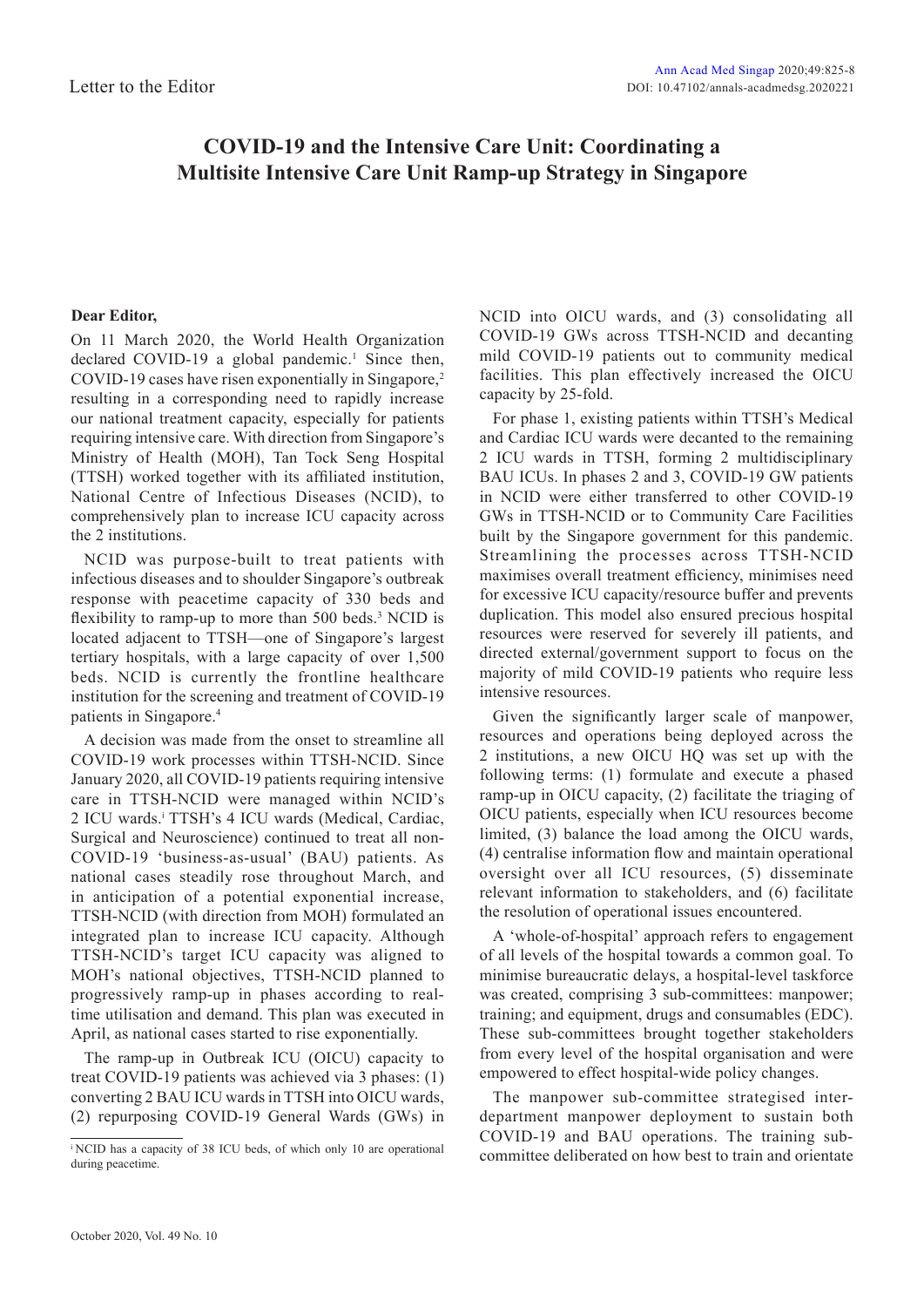Letter to the Editor

# COVID-19 and the Intensive Care Unit: Coordinating a Multisite Intensive Care Unit Ramp-up Strategy in Singapore

**Dear Editor,**

On 11 March 2020, the World Health Organization declared COVID-19 a global pandemic.[1] Since then, COVID-19 cases have risen exponentially in Singapore,[2] resulting in a corresponding need to rapidly increase our national treatment capacity, especially for patients requiring intensive care. With direction from Singapore's Ministry of Health (MOH), Tan Tock Seng Hospital (TTSH) worked together with its affiliated institution, National Centre of Infectious Diseases (NCID), to comprehensively plan to increase ICU capacity across the 2 institutions.

NCID was purpose-built to treat patients with infectious diseases and to shoulder Singapore's outbreak response with peacetime capacity of 330 beds and flexibility to ramp-up to more than 500 beds.[3] NCID is located adjacent to TTSH—one of Singapore's largest tertiary hospitals, with a large capacity of over 1,500 beds. NCID is currently the frontline healthcare institution for the screening and treatment of COVID-19 patients in Singapore.[4]

A decision was made from the onset to streamline all COVID-19 work processes within TTSH-NCID. Since January 2020, all COVID-19 patients requiring intensive care in TTSH-NCID were managed within NCID's 2 ICU wards.[i] TTSH's 4 ICU wards (Medical, Cardiac, Surgical and Neuroscience) continued to treat all non-COVID-19 'business-as-usual' (BAU) patients. As national cases steadily rose throughout March, and in anticipation of a potential exponential increase, TTSH-NCID (with direction from MOH) formulated an integrated plan to increase ICU capacity. Although TTSH-NCID's target ICU capacity was aligned to MOH's national objectives, TTSH-NCID planned to progressively ramp-up in phases according to real-time utilisation and demand. This plan was executed in April, as national cases started to rise exponentially.

The ramp-up in Outbreak ICU (OICU) capacity to treat COVID-19 patients was achieved via 3 phases: (1) converting 2 BAU ICU wards in TTSH into OICU wards, (2) repurposing COVID-19 General Wards (GWs) in NCID into OICU wards, and (3) consolidating all COVID-19 GWs across TTSH-NCID and decanting mild COVID-19 patients out to community medical facilities. This plan effectively increased the OICU capacity by 25-fold.

For phase 1, existing patients within TTSH's Medical and Cardiac ICU wards were decanted to the remaining 2 ICU wards in TTSH, forming 2 multidisciplinary BAU ICUs. In phases 2 and 3, COVID-19 GW patients in NCID were either transferred to other COVID-19 GWs in TTSH-NCID or to Community Care Facilities built by the Singapore government for this pandemic. Streamlining the processes across TTSH-NCID maximises overall treatment efficiency, minimises need for excessive ICU capacity/resource buffer and prevents duplication. This model also ensured precious hospital resources were reserved for severely ill patients, and directed external/government support to focus on the majority of mild COVID-19 patients who require less intensive resources.

Given the significantly larger scale of manpower, resources and operations being deployed across the 2 institutions, a new OICU HQ was set up with the following terms: (1) formulate and execute a phased ramp-up in OICU capacity, (2) facilitate the triaging of OICU patients, especially when ICU resources become limited, (3) balance the load among the OICU wards, (4) centralise information flow and maintain operational oversight over all ICU resources, (5) disseminate relevant information to stakeholders, and (6) facilitate the resolution of operational issues encountered.

A 'whole-of-hospital' approach refers to engagement of all levels of the hospital towards a common goal. To minimise bureaucratic delays, a hospital-level taskforce was created, comprising 3 sub-committees: manpower; training; and equipment, drugs and consumables (EDC). These sub-committees brought together stakeholders from every level of the hospital organisation and were empowered to effect hospital-wide policy changes.

The manpower sub-committee strategised inter-department manpower deployment to sustain both COVID-19 and BAU operations. The training sub-committee deliberated on how best to train and orientate

[i] NCID has a capacity of 38 ICU beds, of which only 10 are operational during peacetime.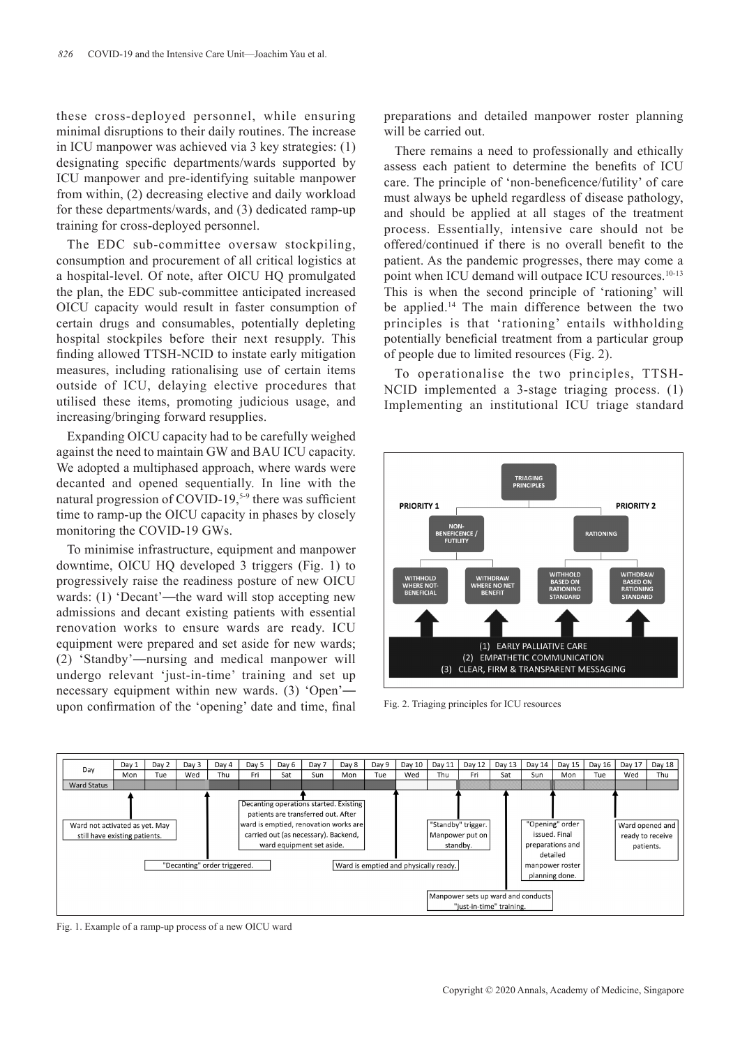these cross-deployed personnel, while ensuring minimal disruptions to their daily routines. The increase in ICU manpower was achieved via 3 key strategies: (1) designating specific departments/wards supported by ICU manpower and pre-identifying suitable manpower from within, (2) decreasing elective and daily workload for these departments/wards, and (3) dedicated ramp-up training for cross-deployed personnel.

The EDC sub-committee oversaw stockpiling, consumption and procurement of all critical logistics at a hospital-level. Of note, after OICU HQ promulgated the plan, the EDC sub-committee anticipated increased OICU capacity would result in faster consumption of certain drugs and consumables, potentially depleting hospital stockpiles before their next resupply. This finding allowed TTSH-NCID to instate early mitigation measures, including rationalising use of certain items outside of ICU, delaying elective procedures that utilised these items, promoting judicious usage, and increasing/bringing forward resupplies.

Expanding OICU capacity had to be carefully weighed against the need to maintain GW and BAU ICU capacity. We adopted a multiphased approach, where wards were decanted and opened sequentially. In line with the natural progression of COVID-19,[5-9] there was sufficient time to ramp-up the OICU capacity in phases by closely monitoring the COVID-19 GWs.

To minimise infrastructure, equipment and manpower downtime, OICU HQ developed 3 triggers (Fig. 1) to progressively raise the readiness posture of new OICU wards: (1) 'Decant'—the ward will stop accepting new admissions and decant existing patients with essential renovation works to ensure wards are ready. ICU equipment were prepared and set aside for new wards; (2) 'Standby'—nursing and medical manpower will undergo relevant 'just-in-time' training and set up necessary equipment within new wards. (3) 'Open'—upon confirmation of the 'opening' date and time, final preparations and detailed manpower roster planning will be carried out.

There remains a need to professionally and ethically assess each patient to determine the benefits of ICU care. The principle of 'non-beneficence/futility' of care must always be upheld regardless of disease pathology, and should be applied at all stages of the treatment process. Essentially, intensive care should not be offered/continued if there is no overall benefit to the patient. As the pandemic progresses, there may come a point when ICU demand will outpace ICU resources.[10-13] This is when the second principle of 'rationing' will be applied.[14] The main difference between the two principles is that 'rationing' entails withholding potentially beneficial treatment from a particular group of people due to limited resources (Fig. 2).

To operationalise the two principles, TTSH-NCID implemented a 3-stage triaging process. (1) Implementing an institutional ICU triage standard

Fig. 2. Triaging principles for ICU resources

Fig. 1. Example of a ramp-up process of a new OICU ward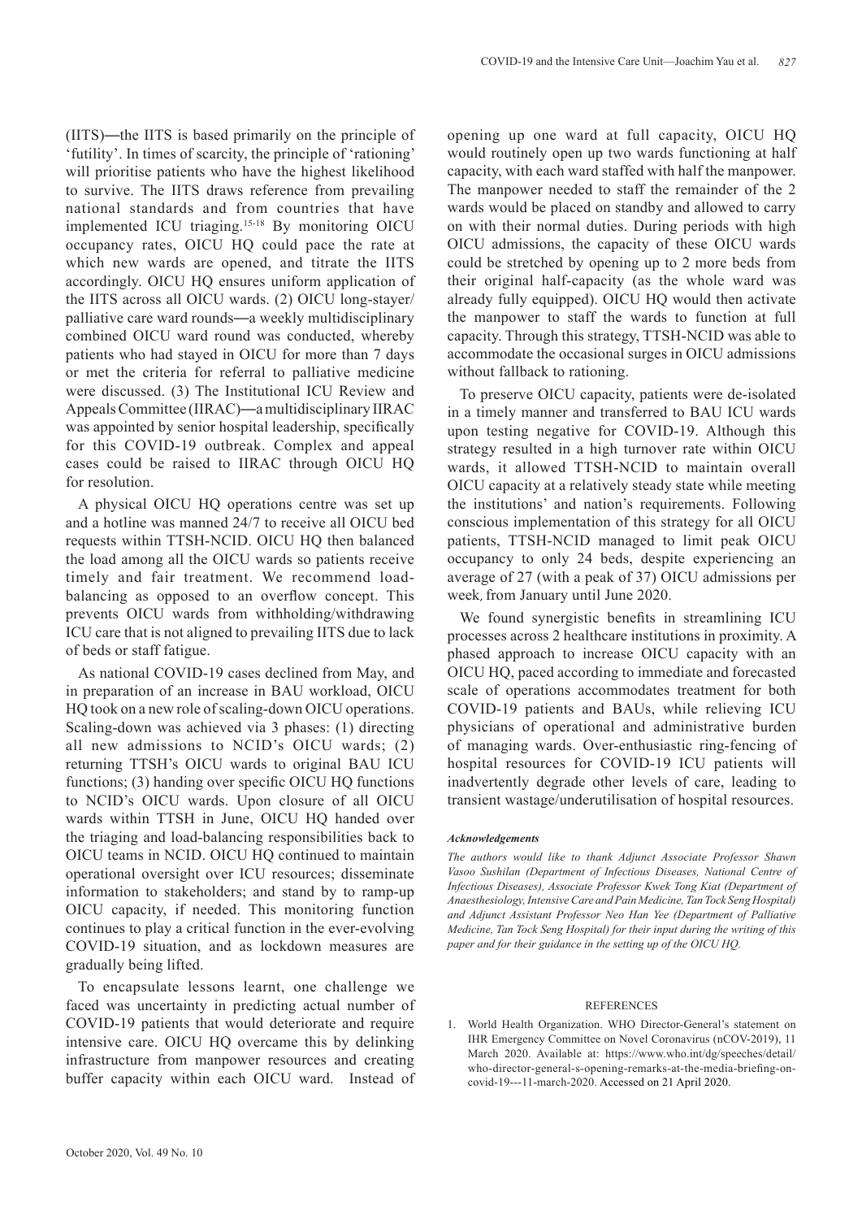(IITS)—the IITS is based primarily on the principle of 'futility'. In times of scarcity, the principle of 'rationing' will prioritise patients who have the highest likelihood to survive. The IITS draws reference from prevailing national standards and from countries that have implemented ICU triaging.[15-18] By monitoring OICU occupancy rates, OICU HQ could pace the rate at which new wards are opened, and titrate the IITS accordingly. OICU HQ ensures uniform application of the IITS across all OICU wards. (2) OICU long-stayer/palliative care ward rounds—a weekly multidisciplinary combined OICU ward round was conducted, whereby patients who had stayed in OICU for more than 7 days or met the criteria for referral to palliative medicine were discussed. (3) The Institutional ICU Review and Appeals Committee (IIRAC)—a multidisciplinary IIRAC was appointed by senior hospital leadership, specifically for this COVID-19 outbreak. Complex and appeal cases could be raised to IIRAC through OICU HQ for resolution.

A physical OICU HQ operations centre was set up and a hotline was manned 24/7 to receive all OICU bed requests within TTSH-NCID. OICU HQ then balanced the load among all the OICU wards so patients receive timely and fair treatment. We recommend load-balancing as opposed to an overflow concept. This prevents OICU wards from withholding/withdrawing ICU care that is not aligned to prevailing IITS due to lack of beds or staff fatigue.

As national COVID-19 cases declined from May, and in preparation of an increase in BAU workload, OICU HQ took on a new role of scaling-down OICU operations. Scaling-down was achieved via 3 phases: (1) directing all new admissions to NCID's OICU wards; (2) returning TTSH's OICU wards to original BAU ICU functions; (3) handing over specific OICU HQ functions to NCID's OICU wards. Upon closure of all OICU wards within TTSH in June, OICU HQ handed over the triaging and load-balancing responsibilities back to OICU teams in NCID. OICU HQ continued to maintain operational oversight over ICU resources; disseminate information to stakeholders; and stand by to ramp-up OICU capacity, if needed. This monitoring function continues to play a critical function in the ever-evolving COVID-19 situation, and as lockdown measures are gradually being lifted.

To encapsulate lessons learnt, one challenge we faced was uncertainty in predicting actual number of COVID-19 patients that would deteriorate and require intensive care. OICU HQ overcame this by delinking infrastructure from manpower resources and creating buffer capacity within each OICU ward. Instead of opening up one ward at full capacity, OICU HQ would routinely open up two wards functioning at half capacity, with each ward staffed with half the manpower. The manpower needed to staff the remainder of the 2 wards would be placed on standby and allowed to carry on with their normal duties. During periods with high OICU admissions, the capacity of these OICU wards could be stretched by opening up to 2 more beds from their original half-capacity (as the whole ward was already fully equipped). OICU HQ would then activate the manpower to staff the wards to function at full capacity. Through this strategy, TTSH-NCID was able to accommodate the occasional surges in OICU admissions without fallback to rationing.

To preserve OICU capacity, patients were de-isolated in a timely manner and transferred to BAU ICU wards upon testing negative for COVID-19. Although this strategy resulted in a high turnover rate within OICU wards, it allowed TTSH-NCID to maintain overall OICU capacity at a relatively steady state while meeting the institutions' and nation's requirements. Following conscious implementation of this strategy for all OICU patients, TTSH-NCID managed to limit peak OICU occupancy to only 24 beds, despite experiencing an average of 27 (with a peak of 37) OICU admissions per week, from January until June 2020.

We found synergistic benefits in streamlining ICU processes across 2 healthcare institutions in proximity. A phased approach to increase OICU capacity with an OICU HQ, paced according to immediate and forecasted scale of operations accommodates treatment for both COVID-19 patients and BAUs, while relieving ICU physicians of operational and administrative burden of managing wards. Over-enthusiastic ring-fencing of hospital resources for COVID-19 ICU patients will inadvertently degrade other levels of care, leading to transient wastage/underutilisation of hospital resources.

***Acknowledgements***

*The authors would like to thank Adjunct Associate Professor Shawn Vasoo Sushilan (Department of Infectious Diseases, National Centre of Infectious Diseases), Associate Professor Kwek Tong Kiat (Department of Anaesthesiology, Intensive Care and Pain Medicine, Tan Tock Seng Hospital) and Adjunct Assistant Professor Neo Han Yee (Department of Palliative Medicine, Tan Tock Seng Hospital) for their input during the writing of this paper and for their guidance in the setting up of the OICU HQ.*

REFERENCES

1. World Health Organization. WHO Director-General's statement on IHR Emergency Committee on Novel Coronavirus (nCOV-2019), 11 March 2020. Available at: https://www.who.int/dg/speeches/detail/who-director-general-s-opening-remarks-at-the-media-briefing-on-covid-19---11-march-2020. Accessed on 21 April 2020.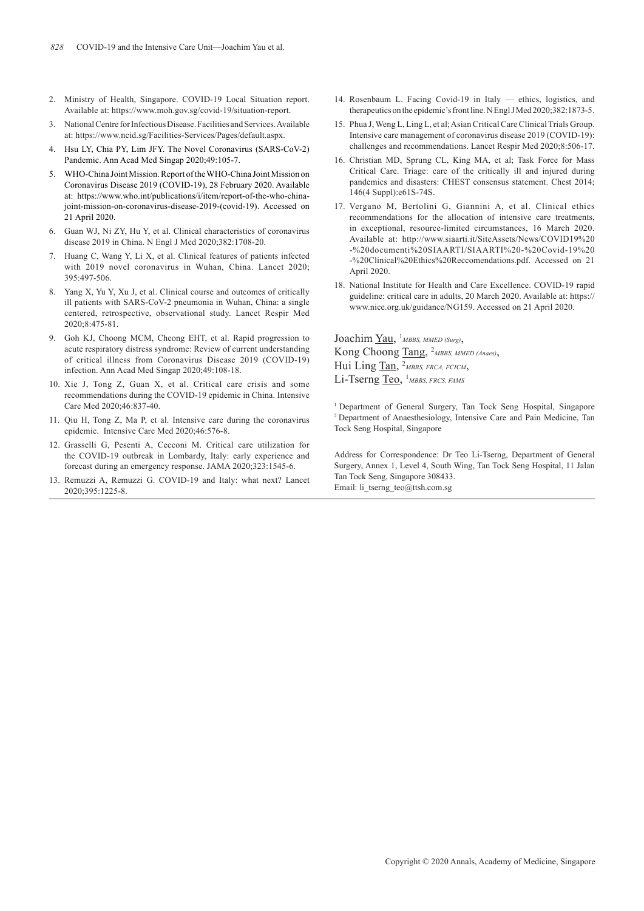2. Ministry of Health, Singapore. COVID-19 Local Situation report. Available at: https://www.moh.gov.sg/covid-19/situation-report.
3. National Centre for Infectious Disease. Facilities and Services. Available at: https://www.ncid.sg/Facilities-Services/Pages/default.aspx.
4. Hsu LY, Chia PY, Lim JFY. The Novel Coronavirus (SARS-CoV-2) Pandemic. Ann Acad Med Singap 2020;49:105-7.
5. WHO-China Joint Mission. Report of the WHO-China Joint Mission on Coronavirus Disease 2019 (COVID-19), 28 February 2020. Available at: https://www.who.int/publications/i/item/report-of-the-who-china-joint-mission-on-coronavirus-disease-2019-(covid-19). Accessed on 21 April 2020.
6. Guan WJ, Ni ZY, Hu Y, et al. Clinical characteristics of coronavirus disease 2019 in China. N Engl J Med 2020;382:1708-20.
7. Huang C, Wang Y, Li X, et al. Clinical features of patients infected with 2019 novel coronavirus in Wuhan, China. Lancet 2020; 395:497-506.
8. Yang X, Yu Y, Xu J, et al. Clinical course and outcomes of critically ill patients with SARS-CoV-2 pneumonia in Wuhan, China: a single centered, retrospective, observational study. Lancet Respir Med 2020;8:475-81.
9. Goh KJ, Choong MCM, Cheong EHT, et al. Rapid progression to acute respiratory distress syndrome: Review of current understanding of critical illness from Coronavirus Disease 2019 (COVID-19) infection. Ann Acad Med Singap 2020;49:108-18.
10. Xie J, Tong Z, Guan X, et al. Critical care crisis and some recommendations during the COVID-19 epidemic in China. Intensive Care Med 2020;46:837-40.
11. Qiu H, Tong Z, Ma P, et al. Intensive care during the coronavirus epidemic. Intensive Care Med 2020;46:576-8.
12. Grasselli G, Pesenti A, Cecconi M. Critical care utilization for the COVID-19 outbreak in Lombardy, Italy: early experience and forecast during an emergency response. JAMA 2020;323:1545-6.
13. Remuzzi A, Remuzzi G. COVID-19 and Italy: what next? Lancet 2020;395:1225-8.
14. Rosenbaum L. Facing Covid-19 in Italy — ethics, logistics, and therapeutics on the epidemic's front line. N Engl J Med 2020;382:1873-5.
15. Phua J, Weng L, Ling L, et al; Asian Critical Care Clinical Trials Group. Intensive care management of coronavirus disease 2019 (COVID-19): challenges and recommendations. Lancet Respir Med 2020;8:506-17.
16. Christian MD, Sprung CL, King MA, et al; Task Force for Mass Critical Care. Triage: care of the critically ill and injured during pandemics and disasters: CHEST consensus statement. Chest 2014; 146(4 Suppl):e61S-74S.
17. Vergano M, Bertolini G, Giannini A, et al. Clinical ethics recommendations for the allocation of intensive care treatments, in exceptional, resource-limited circumstances, 16 March 2020. Available at: http://www.siaarti.it/SiteAssets/News/COVID19%20-%20documenti%20SIAARTI/SIAARTI%20-%20Covid-19%20-%20Clinical%20Ethics%20Reccomendations.pdf. Accessed on 21 April 2020.
18. National Institute for Health and Care Excellence. COVID-19 rapid guideline: critical care in adults, 20 March 2020. Available at: https://www.nice.org.uk/guidance/NG159. Accessed on 21 April 2020.

Joachim Yau, [1] *MBBS, MMED (Surg)*,
Kong Choong Tang, [2] *MBBS, MMED (Anaes)*,
Hui Ling Tan, [2] *MBBS, FRCA, FCICM*,
Li-Tserng Teo, [1] *MBBS, FRCS, FAMS*

[1] Department of General Surgery, Tan Tock Seng Hospital, Singapore
[2] Department of Anaesthesiology, Intensive Care and Pain Medicine, Tan Tock Seng Hospital, Singapore

Address for Correspondence: Dr Teo Li-Tserng, Department of General Surgery, Annex 1, Level 4, South Wing, Tan Tock Seng Hospital, 11 Jalan Tan Tock Seng, Singapore 308433.
Email: li_tserng_teo@ttsh.com.sg